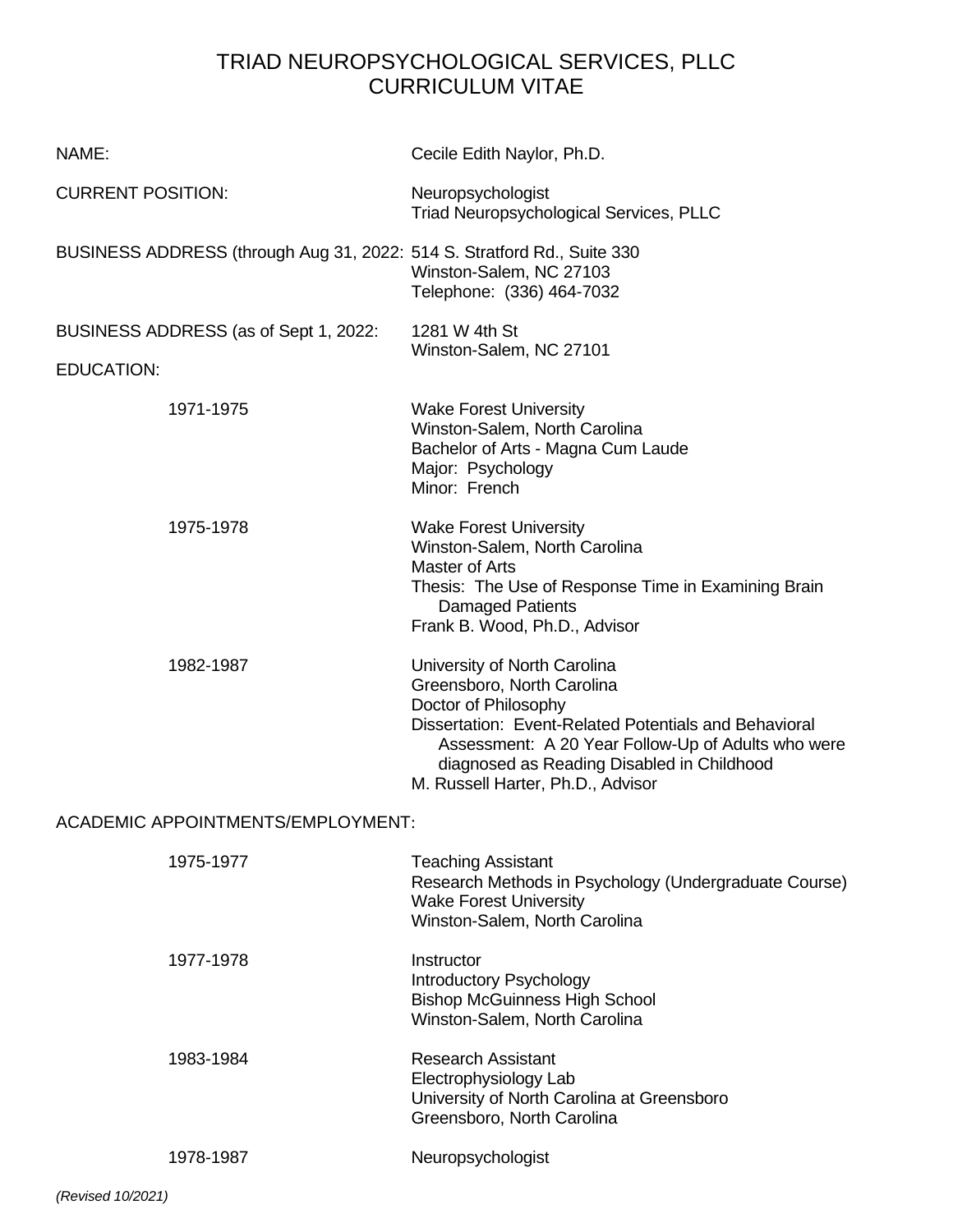# TRIAD NEUROPSYCHOLOGICAL SERVICES, PLLC
# CURRICULUM VITAE

NAME: Cecile Edith Naylor, Ph.D.

CURRENT POSITION: Neuropsychologist
Triad Neuropsychological Services, PLLC

BUSINESS ADDRESS (through Aug 31, 2022: 514 S. Stratford Rd., Suite 330
Winston-Salem, NC 27103
Telephone: (336) 464-7032

BUSINESS ADDRESS (as of Sept 1, 2022: 1281 W 4th St
Winston-Salem, NC 27101

EDUCATION:

1971-1975
Wake Forest University
Winston-Salem, North Carolina
Bachelor of Arts - Magna Cum Laude
Major: Psychology
Minor: French

1975-1978
Wake Forest University
Winston-Salem, North Carolina
Master of Arts
Thesis: The Use of Response Time in Examining Brain Damaged Patients
Frank B. Wood, Ph.D., Advisor

1982-1987
University of North Carolina
Greensboro, North Carolina
Doctor of Philosophy
Dissertation: Event-Related Potentials and Behavioral Assessment: A 20 Year Follow-Up of Adults who were diagnosed as Reading Disabled in Childhood
M. Russell Harter, Ph.D., Advisor

ACADEMIC APPOINTMENTS/EMPLOYMENT:

1975-1977
Teaching Assistant
Research Methods in Psychology (Undergraduate Course)
Wake Forest University
Winston-Salem, North Carolina

1977-1978
Instructor
Introductory Psychology
Bishop McGuinness High School
Winston-Salem, North Carolina

1983-1984
Research Assistant
Electrophysiology Lab
University of North Carolina at Greensboro
Greensboro, North Carolina

1978-1987
Neuropsychologist

*(Revised 10/2021)*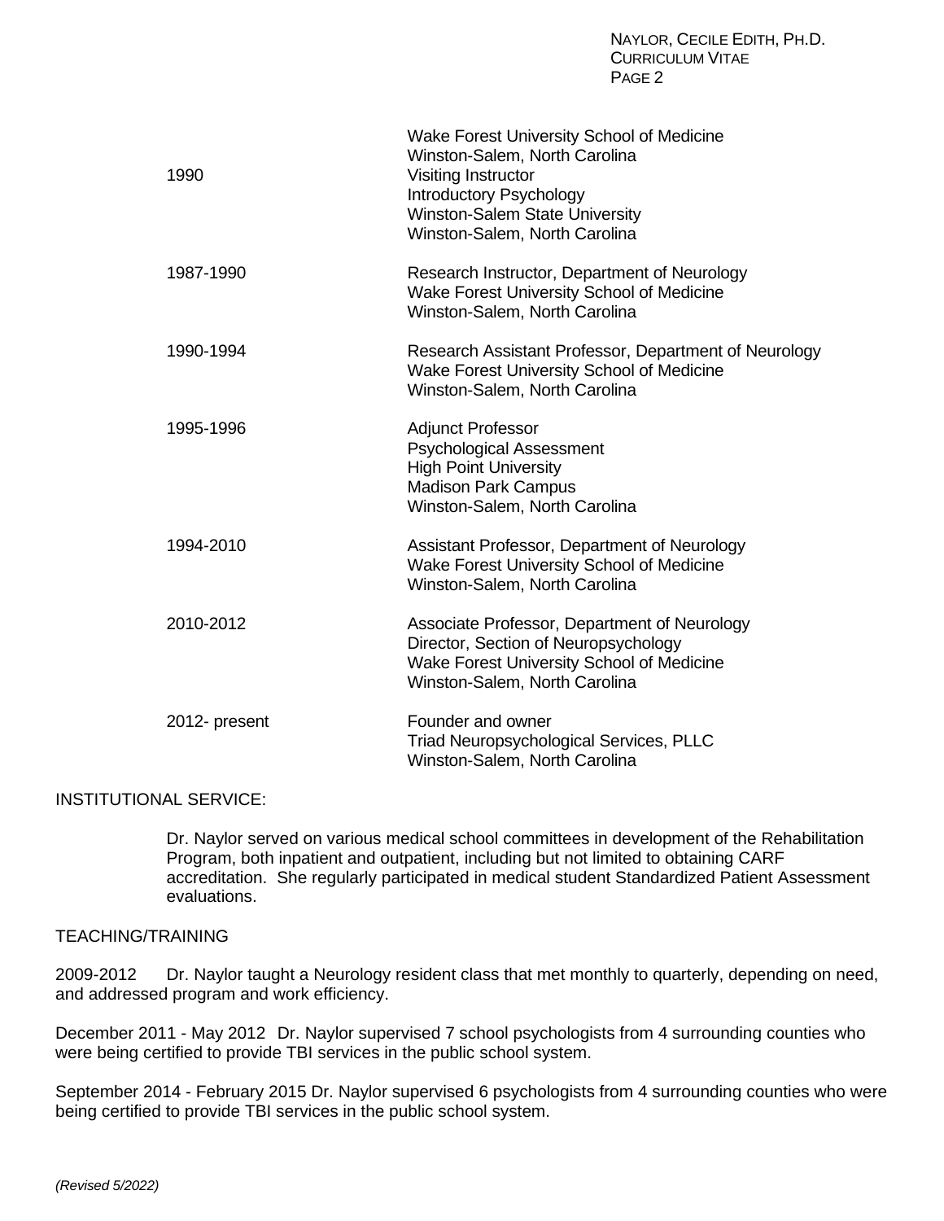| | |
|---|---|
| | Wake Forest University School of Medicine<br>Winston-Salem, North Carolina |
| 1990 | Visiting Instructor<br>Introductory Psychology<br>Winston-Salem State University<br>Winston-Salem, North Carolina |
| 1987-1990 | Research Instructor, Department of Neurology<br>Wake Forest University School of Medicine<br>Winston-Salem, North Carolina |
| 1990-1994 | Research Assistant Professor, Department of Neurology<br>Wake Forest University School of Medicine<br>Winston-Salem, North Carolina |
| 1995-1996 | Adjunct Professor<br>Psychological Assessment<br>High Point University<br>Madison Park Campus<br>Winston-Salem, North Carolina |
| 1994-2010 | Assistant Professor, Department of Neurology<br>Wake Forest University School of Medicine<br>Winston-Salem, North Carolina |
| 2010-2012 | Associate Professor, Department of Neurology<br>Director, Section of Neuropsychology<br>Wake Forest University School of Medicine<br>Winston-Salem, North Carolina |
| 2012- present | Founder and owner<br>Triad Neuropsychological Services, PLLC<br>Winston-Salem, North Carolina |

## INSTITUTIONAL SERVICE:

Dr. Naylor served on various medical school committees in development of the Rehabilitation Program, both inpatient and outpatient, including but not limited to obtaining CARF accreditation. She regularly participated in medical student Standardized Patient Assessment evaluations.

## TEACHING/TRAINING

2009-2012 Dr. Naylor taught a Neurology resident class that met monthly to quarterly, depending on need, and addressed program and work efficiency.

December 2011 - May 2012 Dr. Naylor supervised 7 school psychologists from 4 surrounding counties who were being certified to provide TBI services in the public school system.

September 2014 - February 2015 Dr. Naylor supervised 6 psychologists from 4 surrounding counties who were being certified to provide TBI services in the public school system.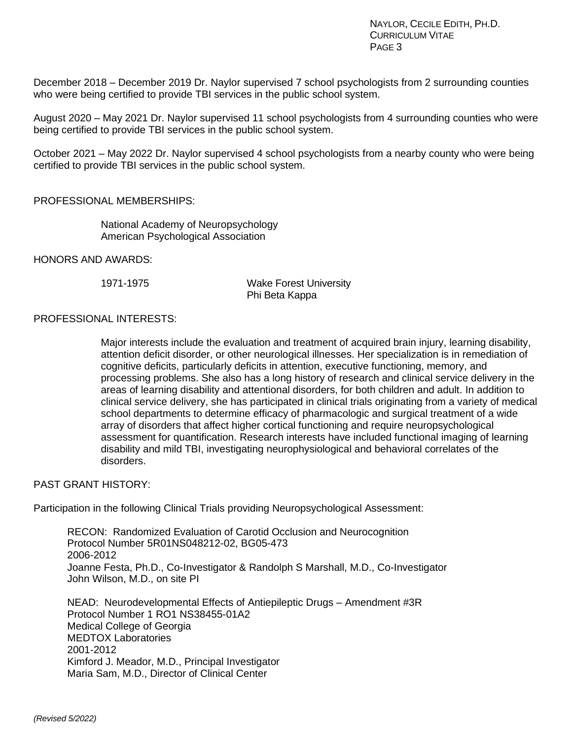December 2018 – December 2019 Dr. Naylor supervised 7 school psychologists from 2 surrounding counties who were being certified to provide TBI services in the public school system.

August 2020 – May 2021 Dr. Naylor supervised 11 school psychologists from 4 surrounding counties who were being certified to provide TBI services in the public school system.

October 2021 – May 2022 Dr. Naylor supervised 4 school psychologists from a nearby county who were being certified to provide TBI services in the public school system.

## PROFESSIONAL MEMBERSHIPS:

National Academy of Neuropsychology
American Psychological Association

## HONORS AND AWARDS:

1971-1975 Wake Forest University
Phi Beta Kappa

## PROFESSIONAL INTERESTS:

Major interests include the evaluation and treatment of acquired brain injury, learning disability, attention deficit disorder, or other neurological illnesses. Her specialization is in remediation of cognitive deficits, particularly deficits in attention, executive functioning, memory, and processing problems. She also has a long history of research and clinical service delivery in the areas of learning disability and attentional disorders, for both children and adult. In addition to clinical service delivery, she has participated in clinical trials originating from a variety of medical school departments to determine efficacy of pharmacologic and surgical treatment of a wide array of disorders that affect higher cortical functioning and require neuropsychological assessment for quantification. Research interests have included functional imaging of learning disability and mild TBI, investigating neurophysiological and behavioral correlates of the disorders.

## PAST GRANT HISTORY:

Participation in the following Clinical Trials providing Neuropsychological Assessment:

RECON: Randomized Evaluation of Carotid Occlusion and Neurocognition
Protocol Number 5R01NS048212-02, BG05-473
2006-2012
Joanne Festa, Ph.D., Co-Investigator & Randolph S Marshall, M.D., Co-Investigator
John Wilson, M.D., on site PI

NEAD: Neurodevelopmental Effects of Antiepileptic Drugs – Amendment #3R
Protocol Number 1 RO1 NS38455-01A2
Medical College of Georgia
MEDTOX Laboratories
2001-2012
Kimford J. Meador, M.D., Principal Investigator
Maria Sam, M.D., Director of Clinical Center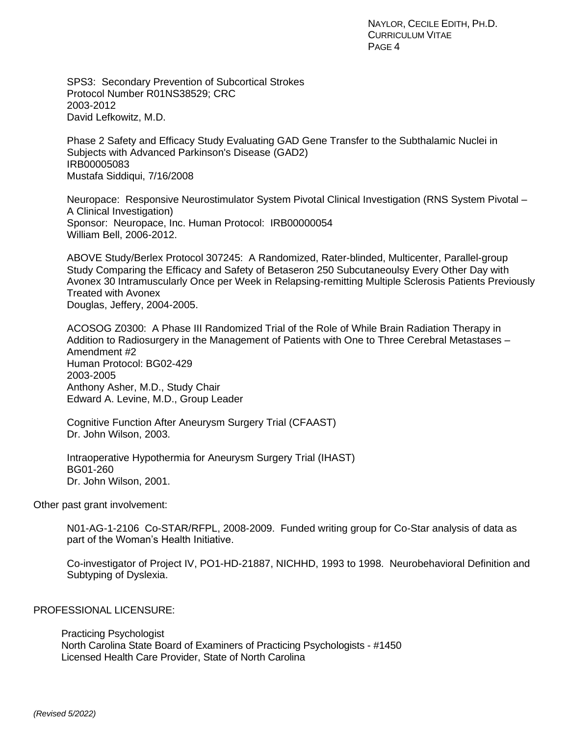SPS3: Secondary Prevention of Subcortical Strokes
Protocol Number R01NS38529; CRC
2003-2012
David Lefkowitz, M.D.

Phase 2 Safety and Efficacy Study Evaluating GAD Gene Transfer to the Subthalamic Nuclei in Subjects with Advanced Parkinson's Disease (GAD2)
IRB00005083
Mustafa Siddiqui, 7/16/2008

Neuropace: Responsive Neurostimulator System Pivotal Clinical Investigation (RNS System Pivotal – A Clinical Investigation)
Sponsor: Neuropace, Inc. Human Protocol: IRB00000054
William Bell, 2006-2012.

ABOVE Study/Berlex Protocol 307245: A Randomized, Rater-blinded, Multicenter, Parallel-group Study Comparing the Efficacy and Safety of Betaseron 250 Subcutaneoulsy Every Other Day with Avonex 30 Intramuscularly Once per Week in Relapsing-remitting Multiple Sclerosis Patients Previously Treated with Avonex
Douglas, Jeffery, 2004-2005.

ACOSOG Z0300: A Phase III Randomized Trial of the Role of While Brain Radiation Therapy in Addition to Radiosurgery in the Management of Patients with One to Three Cerebral Metastases – Amendment #2
Human Protocol: BG02-429
2003-2005
Anthony Asher, M.D., Study Chair
Edward A. Levine, M.D., Group Leader

Cognitive Function After Aneurysm Surgery Trial (CFAAST)
Dr. John Wilson, 2003.

Intraoperative Hypothermia for Aneurysm Surgery Trial (IHAST)
BG01-260
Dr. John Wilson, 2001.

Other past grant involvement:

N01-AG-1-2106 Co-STAR/RFPL, 2008-2009. Funded writing group for Co-Star analysis of data as part of the Woman's Health Initiative.

Co-investigator of Project IV, PO1-HD-21887, NICHHD, 1993 to 1998. Neurobehavioral Definition and Subtyping of Dyslexia.

## PROFESSIONAL LICENSURE:

Practicing Psychologist
North Carolina State Board of Examiners of Practicing Psychologists - #1450
Licensed Health Care Provider, State of North Carolina

*(Revised 5/2022)*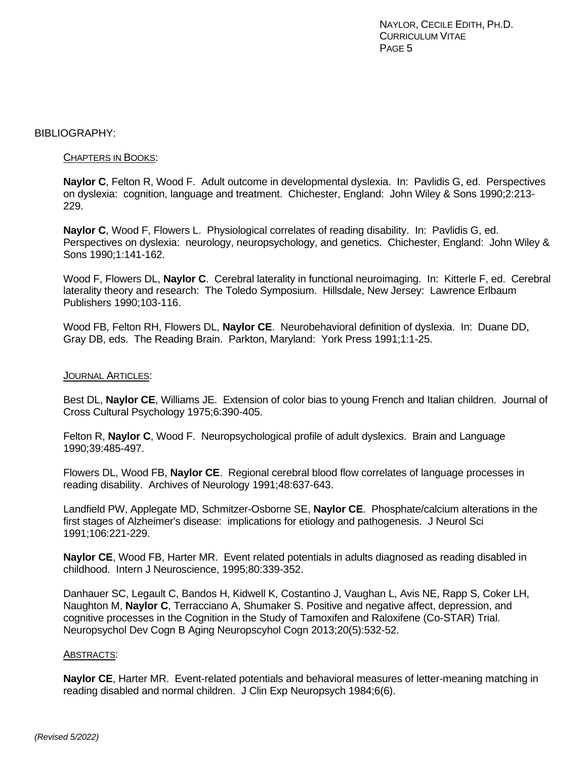BIBLIOGRAPHY:

CHAPTERS IN BOOKS:

**Naylor C**, Felton R, Wood F. Adult outcome in developmental dyslexia. In: Pavlidis G, ed. Perspectives on dyslexia: cognition, language and treatment. Chichester, England: John Wiley & Sons 1990;2:213-229.

**Naylor C**, Wood F, Flowers L. Physiological correlates of reading disability. In: Pavlidis G, ed. Perspectives on dyslexia: neurology, neuropsychology, and genetics. Chichester, England: John Wiley & Sons 1990;1:141-162.

Wood F, Flowers DL, **Naylor C**. Cerebral laterality in functional neuroimaging. In: Kitterle F, ed. Cerebral laterality theory and research: The Toledo Symposium. Hillsdale, New Jersey: Lawrence Erlbaum Publishers 1990;103-116.

Wood FB, Felton RH, Flowers DL, **Naylor CE**. Neurobehavioral definition of dyslexia. In: Duane DD, Gray DB, eds. The Reading Brain. Parkton, Maryland: York Press 1991;1:1-25.

JOURNAL ARTICLES:

Best DL, **Naylor CE**, Williams JE. Extension of color bias to young French and Italian children. Journal of Cross Cultural Psychology 1975;6:390-405.

Felton R, **Naylor C**, Wood F. Neuropsychological profile of adult dyslexics. Brain and Language 1990;39:485-497.

Flowers DL, Wood FB, **Naylor CE**. Regional cerebral blood flow correlates of language processes in reading disability. Archives of Neurology 1991;48:637-643.

Landfield PW, Applegate MD, Schmitzer-Osborne SE, **Naylor CE**. Phosphate/calcium alterations in the first stages of Alzheimer's disease: implications for etiology and pathogenesis. J Neurol Sci 1991;106:221-229.

**Naylor CE**, Wood FB, Harter MR. Event related potentials in adults diagnosed as reading disabled in childhood. Intern J Neuroscience, 1995;80:339-352.

Danhauer SC, Legault C, Bandos H, Kidwell K, Costantino J, Vaughan L, Avis NE, Rapp S, Coker LH, Naughton M, **Naylor C**, Terracciano A, Shumaker S. Positive and negative affect, depression, and cognitive processes in the Cognition in the Study of Tamoxifen and Raloxifene (Co-STAR) Trial. Neuropsychol Dev Cogn B Aging Neuropscyhol Cogn 2013;20(5):532-52.

ABSTRACTS:

**Naylor CE**, Harter MR. Event-related potentials and behavioral measures of letter-meaning matching in reading disabled and normal children. J Clin Exp Neuropsych 1984;6(6).

*(Revised 5/2022)*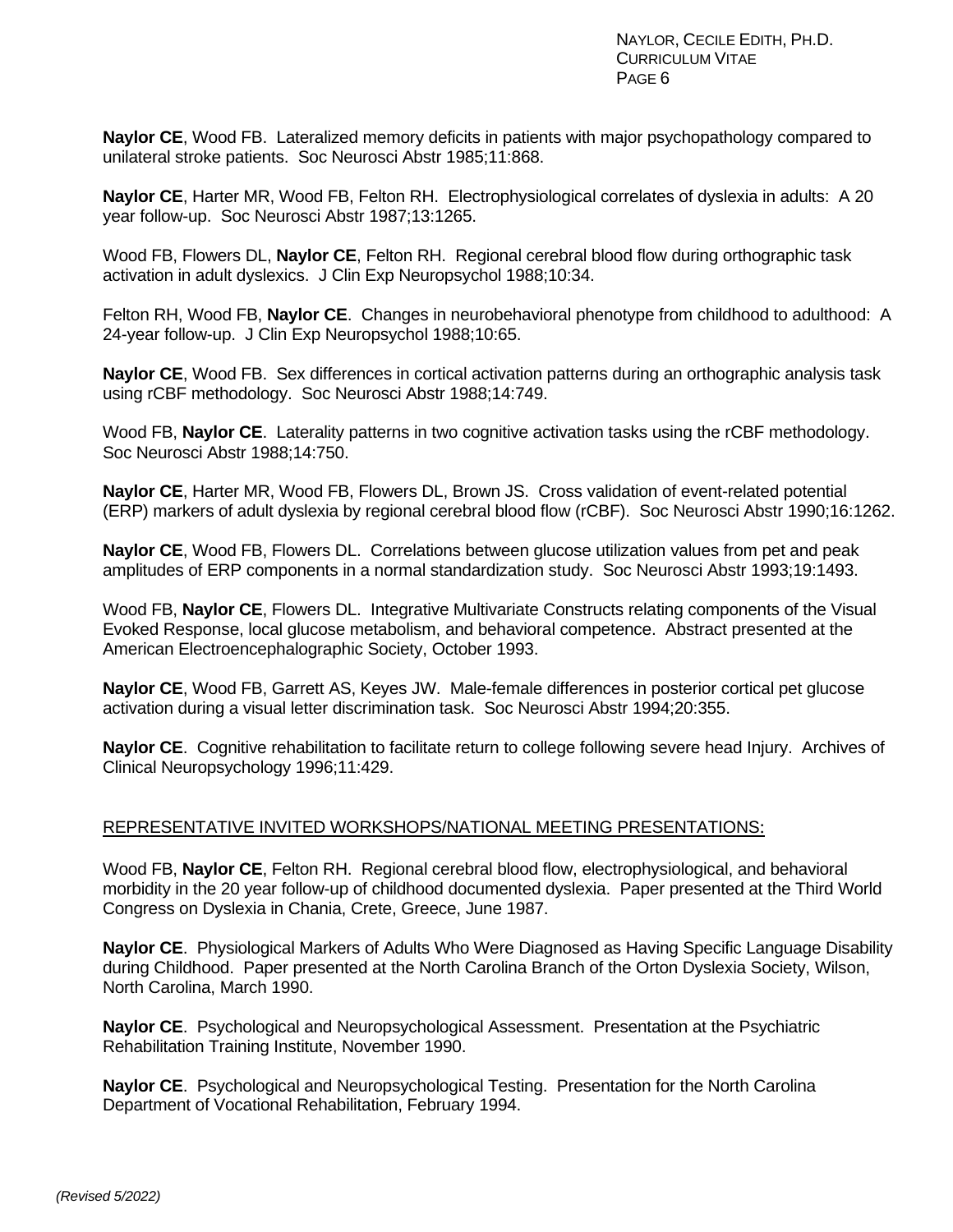**Naylor CE**, Wood FB. Lateralized memory deficits in patients with major psychopathology compared to unilateral stroke patients. Soc Neurosci Abstr 1985;11:868.

**Naylor CE**, Harter MR, Wood FB, Felton RH. Electrophysiological correlates of dyslexia in adults: A 20 year follow-up. Soc Neurosci Abstr 1987;13:1265.

Wood FB, Flowers DL, **Naylor CE**, Felton RH. Regional cerebral blood flow during orthographic task activation in adult dyslexics. J Clin Exp Neuropsychol 1988;10:34.

Felton RH, Wood FB, **Naylor CE**. Changes in neurobehavioral phenotype from childhood to adulthood: A 24-year follow-up. J Clin Exp Neuropsychol 1988;10:65.

**Naylor CE**, Wood FB. Sex differences in cortical activation patterns during an orthographic analysis task using rCBF methodology. Soc Neurosci Abstr 1988;14:749.

Wood FB, **Naylor CE**. Laterality patterns in two cognitive activation tasks using the rCBF methodology. Soc Neurosci Abstr 1988;14:750.

**Naylor CE**, Harter MR, Wood FB, Flowers DL, Brown JS. Cross validation of event-related potential (ERP) markers of adult dyslexia by regional cerebral blood flow (rCBF). Soc Neurosci Abstr 1990;16:1262.

**Naylor CE**, Wood FB, Flowers DL. Correlations between glucose utilization values from pet and peak amplitudes of ERP components in a normal standardization study. Soc Neurosci Abstr 1993;19:1493.

Wood FB, **Naylor CE**, Flowers DL. Integrative Multivariate Constructs relating components of the Visual Evoked Response, local glucose metabolism, and behavioral competence. Abstract presented at the American Electroencephalographic Society, October 1993.

**Naylor CE**, Wood FB, Garrett AS, Keyes JW. Male-female differences in posterior cortical pet glucose activation during a visual letter discrimination task. Soc Neurosci Abstr 1994;20:355.

**Naylor CE**. Cognitive rehabilitation to facilitate return to college following severe head Injury. Archives of Clinical Neuropsychology 1996;11:429.

## REPRESENTATIVE INVITED WORKSHOPS/NATIONAL MEETING PRESENTATIONS:

Wood FB, **Naylor CE**, Felton RH. Regional cerebral blood flow, electrophysiological, and behavioral morbidity in the 20 year follow-up of childhood documented dyslexia. Paper presented at the Third World Congress on Dyslexia in Chania, Crete, Greece, June 1987.

**Naylor CE**. Physiological Markers of Adults Who Were Diagnosed as Having Specific Language Disability during Childhood. Paper presented at the North Carolina Branch of the Orton Dyslexia Society, Wilson, North Carolina, March 1990.

**Naylor CE**. Psychological and Neuropsychological Assessment. Presentation at the Psychiatric Rehabilitation Training Institute, November 1990.

**Naylor CE**. Psychological and Neuropsychological Testing. Presentation for the North Carolina Department of Vocational Rehabilitation, February 1994.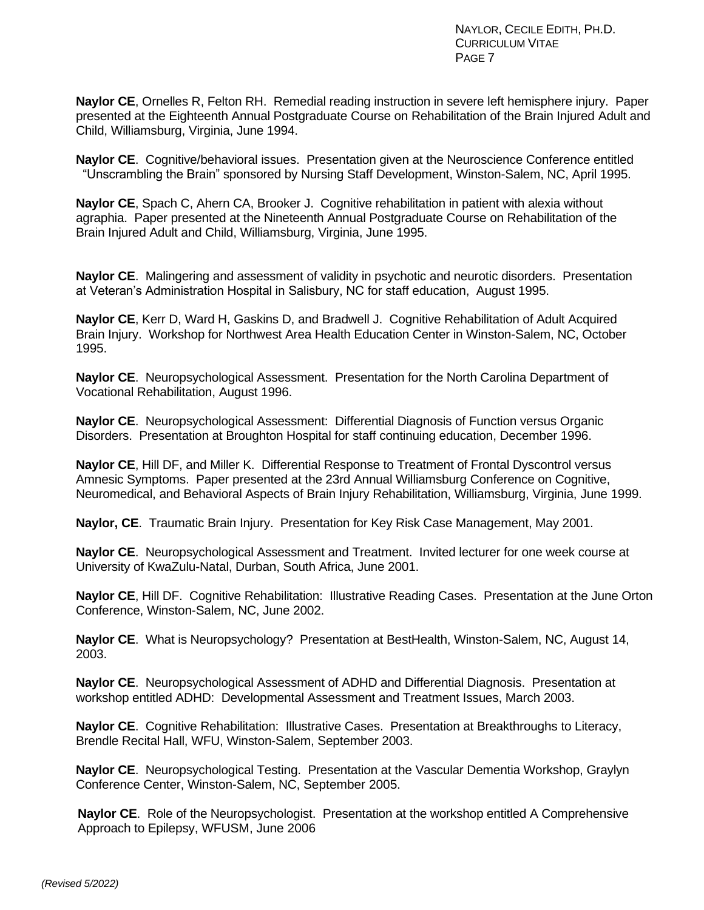**Naylor CE**, Ornelles R, Felton RH. Remedial reading instruction in severe left hemisphere injury. Paper presented at the Eighteenth Annual Postgraduate Course on Rehabilitation of the Brain Injured Adult and Child, Williamsburg, Virginia, June 1994.

**Naylor CE**. Cognitive/behavioral issues. Presentation given at the Neuroscience Conference entitled "Unscrambling the Brain" sponsored by Nursing Staff Development, Winston-Salem, NC, April 1995.

**Naylor CE**, Spach C, Ahern CA, Brooker J. Cognitive rehabilitation in patient with alexia without agraphia. Paper presented at the Nineteenth Annual Postgraduate Course on Rehabilitation of the Brain Injured Adult and Child, Williamsburg, Virginia, June 1995.

**Naylor CE**. Malingering and assessment of validity in psychotic and neurotic disorders. Presentation at Veteran's Administration Hospital in Salisbury, NC for staff education, August 1995.

**Naylor CE**, Kerr D, Ward H, Gaskins D, and Bradwell J. Cognitive Rehabilitation of Adult Acquired Brain Injury. Workshop for Northwest Area Health Education Center in Winston-Salem, NC, October 1995.

**Naylor CE**. Neuropsychological Assessment. Presentation for the North Carolina Department of Vocational Rehabilitation, August 1996.

**Naylor CE**. Neuropsychological Assessment: Differential Diagnosis of Function versus Organic Disorders. Presentation at Broughton Hospital for staff continuing education, December 1996.

**Naylor CE**, Hill DF, and Miller K. Differential Response to Treatment of Frontal Dyscontrol versus Amnesic Symptoms. Paper presented at the 23rd Annual Williamsburg Conference on Cognitive, Neuromedical, and Behavioral Aspects of Brain Injury Rehabilitation, Williamsburg, Virginia, June 1999.

**Naylor, CE**. Traumatic Brain Injury. Presentation for Key Risk Case Management, May 2001.

**Naylor CE**. Neuropsychological Assessment and Treatment. Invited lecturer for one week course at University of KwaZulu-Natal, Durban, South Africa, June 2001.

**Naylor CE**, Hill DF. Cognitive Rehabilitation: Illustrative Reading Cases. Presentation at the June Orton Conference, Winston-Salem, NC, June 2002.

**Naylor CE**. What is Neuropsychology? Presentation at BestHealth, Winston-Salem, NC, August 14, 2003.

**Naylor CE**. Neuropsychological Assessment of ADHD and Differential Diagnosis. Presentation at workshop entitled ADHD: Developmental Assessment and Treatment Issues, March 2003.

**Naylor CE**. Cognitive Rehabilitation: Illustrative Cases. Presentation at Breakthroughs to Literacy, Brendle Recital Hall, WFU, Winston-Salem, September 2003.

**Naylor CE**. Neuropsychological Testing. Presentation at the Vascular Dementia Workshop, Graylyn Conference Center, Winston-Salem, NC, September 2005.

**Naylor CE**. Role of the Neuropsychologist. Presentation at the workshop entitled A Comprehensive Approach to Epilepsy, WFUSM, June 2006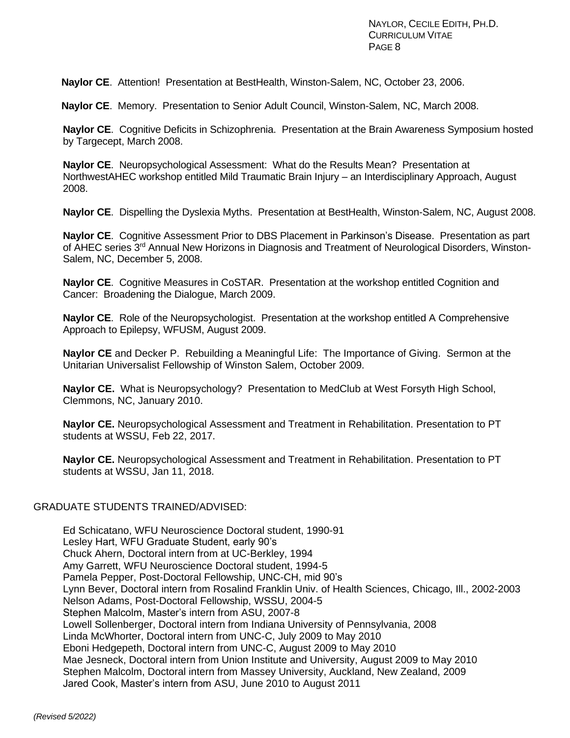**Naylor CE**. Attention! Presentation at BestHealth, Winston-Salem, NC, October 23, 2006.

**Naylor CE**. Memory. Presentation to Senior Adult Council, Winston-Salem, NC, March 2008.

**Naylor CE**. Cognitive Deficits in Schizophrenia. Presentation at the Brain Awareness Symposium hosted by Targecept, March 2008.

**Naylor CE**. Neuropsychological Assessment: What do the Results Mean? Presentation at NorthwestAHEC workshop entitled Mild Traumatic Brain Injury – an Interdisciplinary Approach, August 2008.

**Naylor CE**. Dispelling the Dyslexia Myths. Presentation at BestHealth, Winston-Salem, NC, August 2008.

**Naylor CE**. Cognitive Assessment Prior to DBS Placement in Parkinson's Disease. Presentation as part of AHEC series 3rd Annual New Horizons in Diagnosis and Treatment of Neurological Disorders, Winston-Salem, NC, December 5, 2008.

**Naylor CE**. Cognitive Measures in CoSTAR. Presentation at the workshop entitled Cognition and Cancer: Broadening the Dialogue, March 2009.

**Naylor CE**. Role of the Neuropsychologist. Presentation at the workshop entitled A Comprehensive Approach to Epilepsy, WFUSM, August 2009.

**Naylor CE** and Decker P. Rebuilding a Meaningful Life: The Importance of Giving. Sermon at the Unitarian Universalist Fellowship of Winston Salem, October 2009.

**Naylor CE.** What is Neuropsychology? Presentation to MedClub at West Forsyth High School, Clemmons, NC, January 2010.

**Naylor CE.** Neuropsychological Assessment and Treatment in Rehabilitation. Presentation to PT students at WSSU, Feb 22, 2017.

**Naylor CE.** Neuropsychological Assessment and Treatment in Rehabilitation. Presentation to PT students at WSSU, Jan 11, 2018.

## GRADUATE STUDENTS TRAINED/ADVISED:

Ed Schicatano, WFU Neuroscience Doctoral student, 1990-91
Lesley Hart, WFU Graduate Student, early 90's
Chuck Ahern, Doctoral intern from at UC-Berkley, 1994
Amy Garrett, WFU Neuroscience Doctoral student, 1994-5
Pamela Pepper, Post-Doctoral Fellowship, UNC-CH, mid 90's
Lynn Bever, Doctoral intern from Rosalind Franklin Univ. of Health Sciences, Chicago, Ill., 2002-2003
Nelson Adams, Post-Doctoral Fellowship, WSSU, 2004-5
Stephen Malcolm, Master's intern from ASU, 2007-8
Lowell Sollenberger, Doctoral intern from Indiana University of Pennsylvania, 2008
Linda McWhorter, Doctoral intern from UNC-C, July 2009 to May 2010
Eboni Hedgepeth, Doctoral intern from UNC-C, August 2009 to May 2010
Mae Jesneck, Doctoral intern from Union Institute and University, August 2009 to May 2010
Stephen Malcolm, Doctoral intern from Massey University, Auckland, New Zealand, 2009
Jared Cook, Master's intern from ASU, June 2010 to August 2011

*(Revised 5/2022)*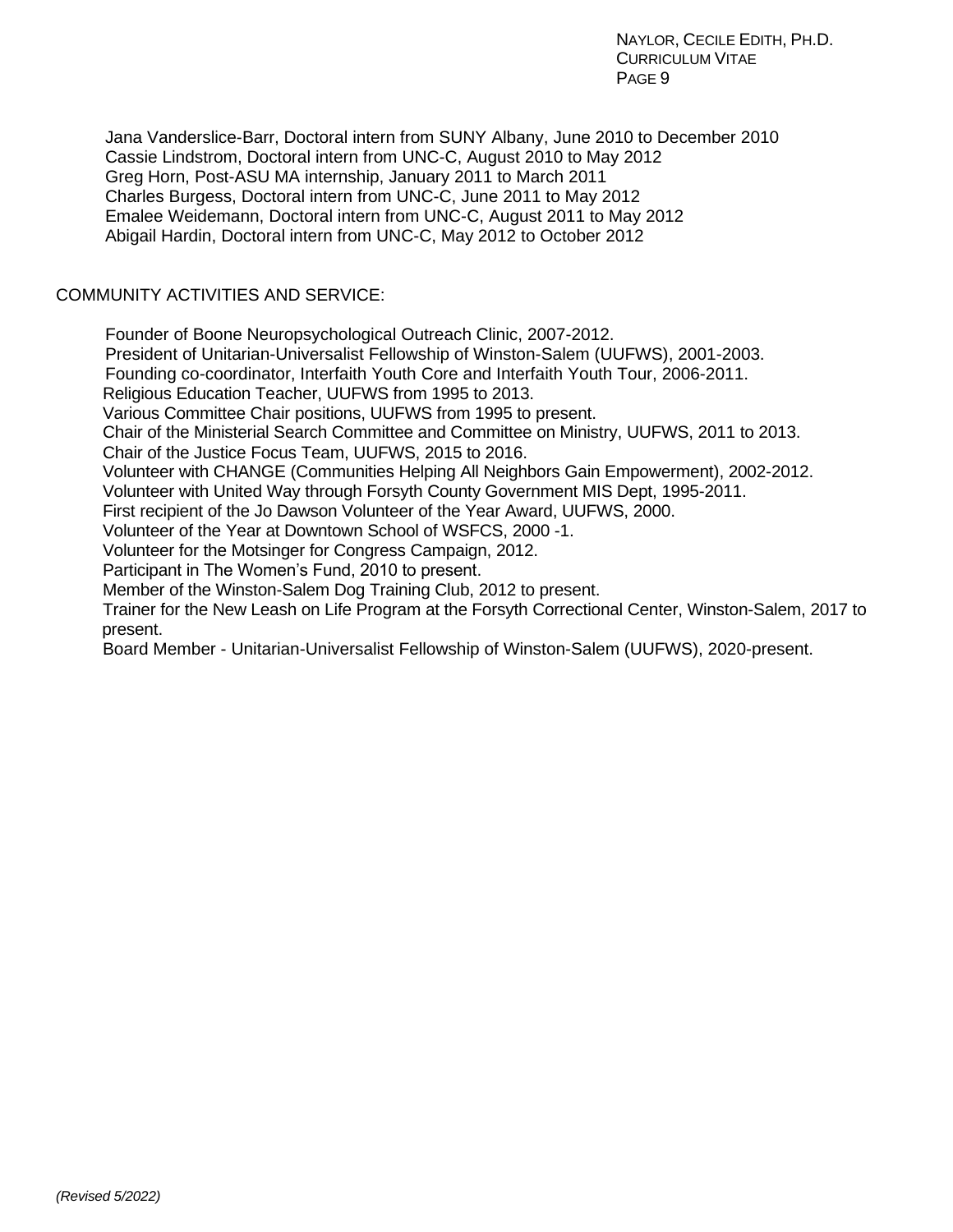Jana Vanderslice-Barr, Doctoral intern from SUNY Albany, June 2010 to December 2010
Cassie Lindstrom, Doctoral intern from UNC-C, August 2010 to May 2012
Greg Horn, Post-ASU MA internship, January 2011 to March 2011
Charles Burgess, Doctoral intern from UNC-C, June 2011 to May 2012
Emalee Weidemann, Doctoral intern from UNC-C, August 2011 to May 2012
Abigail Hardin, Doctoral intern from UNC-C, May 2012 to October 2012

COMMUNITY ACTIVITIES AND SERVICE:

Founder of Boone Neuropsychological Outreach Clinic, 2007-2012.
President of Unitarian-Universalist Fellowship of Winston-Salem (UUFWS), 2001-2003.
Founding co-coordinator, Interfaith Youth Core and Interfaith Youth Tour, 2006-2011.
Religious Education Teacher, UUFWS from 1995 to 2013.
Various Committee Chair positions, UUFWS from 1995 to present.
Chair of the Ministerial Search Committee and Committee on Ministry, UUFWS, 2011 to 2013.
Chair of the Justice Focus Team, UUFWS, 2015 to 2016.
Volunteer with CHANGE (Communities Helping All Neighbors Gain Empowerment), 2002-2012.
Volunteer with United Way through Forsyth County Government MIS Dept, 1995-2011.
First recipient of the Jo Dawson Volunteer of the Year Award, UUFWS, 2000.
Volunteer of the Year at Downtown School of WSFCS, 2000 -1.
Volunteer for the Motsinger for Congress Campaign, 2012.
Participant in The Women's Fund, 2010 to present.
Member of the Winston-Salem Dog Training Club, 2012 to present.
Trainer for the New Leash on Life Program at the Forsyth Correctional Center, Winston-Salem, 2017 to present.
Board Member - Unitarian-Universalist Fellowship of Winston-Salem (UUFWS), 2020-present.

*(Revised 5/2022)*